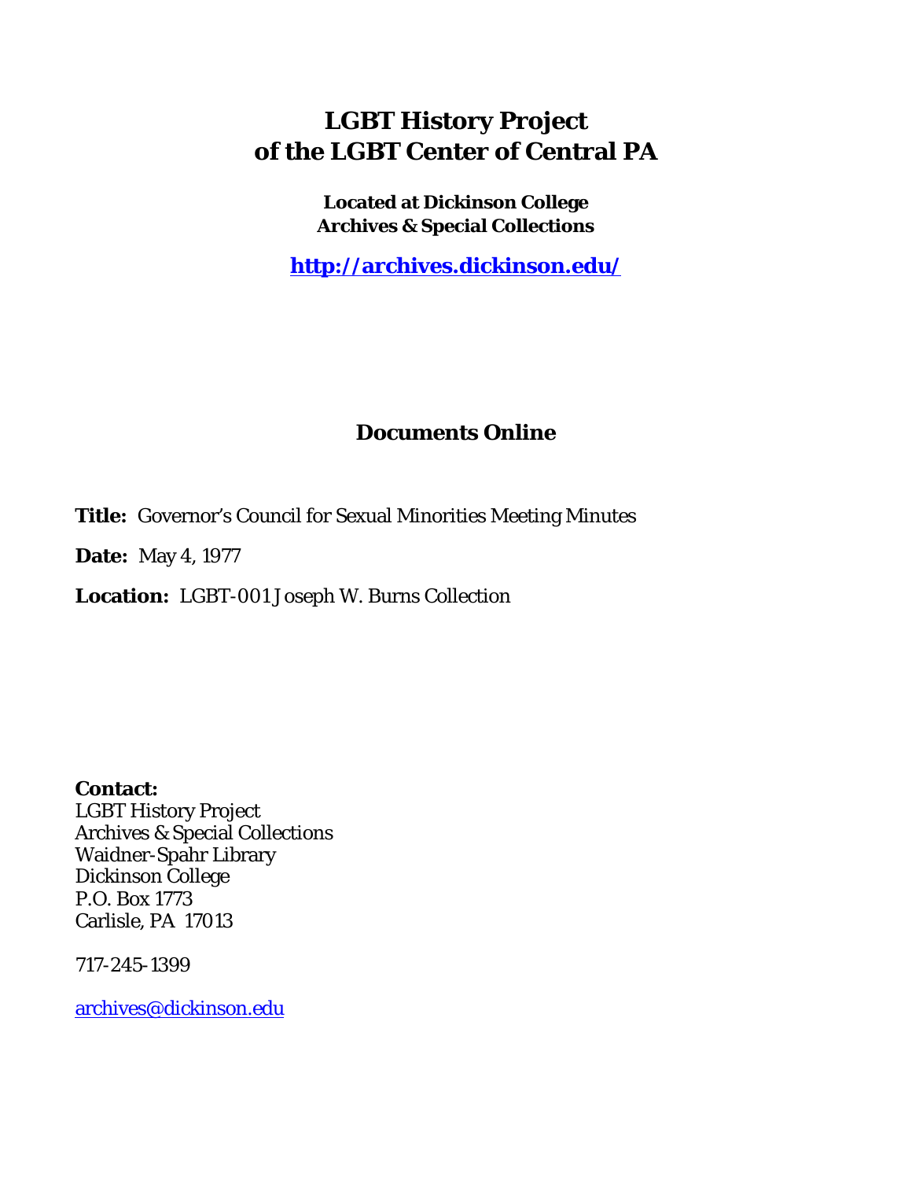# LGBT History Project of the LGBT Center of Central PA

**Located at Dickinson College Archives & Special Collections**

**http://archives.dickinson.edu/**

## Documents Online

**Title:** Governor's Council for Sexual Minorities Meeting Minutes

**Date:** May 4, 1977

**Location:** LGBT-001 Joseph W. Burns Collection

**Contact:**
LGBT History Project
Archives & Special Collections
Waidner-Spahr Library
Dickinson College
P.O. Box 1773
Carlisle, PA 17013

717-245-1399

archives@dickinson.edu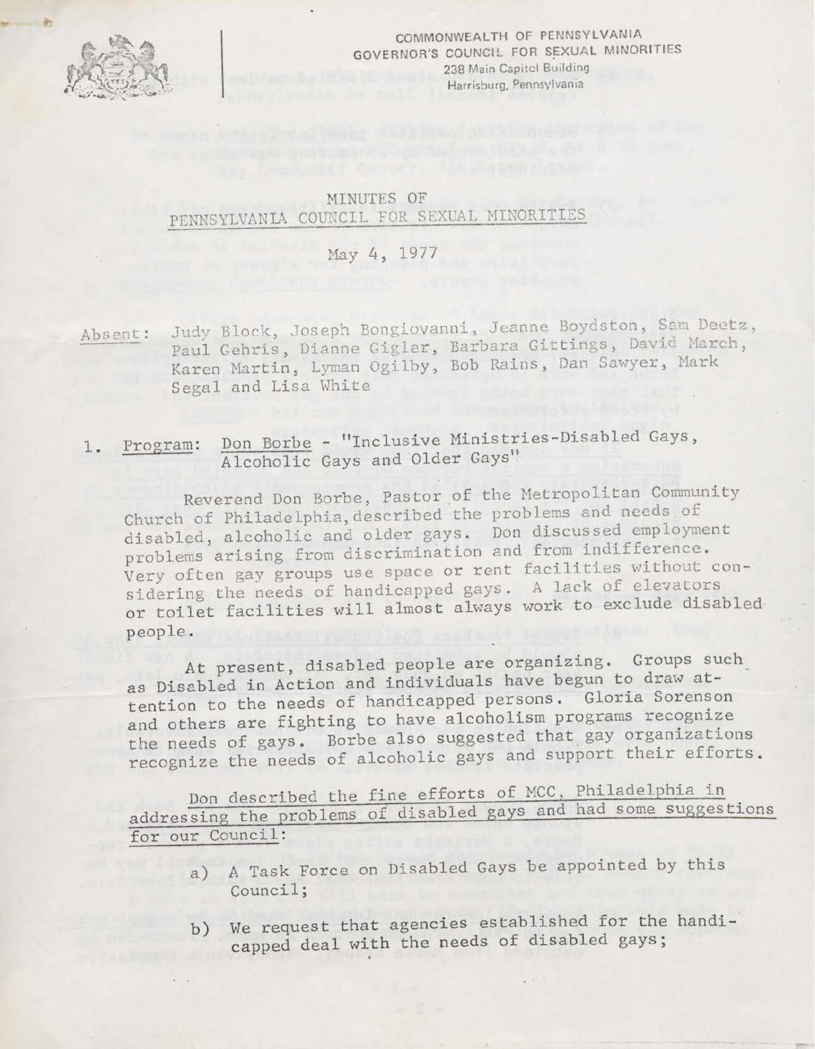COMMONWEALTH OF PENNSYLVANIA
GOVERNOR'S COUNCIL FOR SEXUAL MINORITIES
238 Main Capitol Building
Harrisburg, Pennsylvania

# MINUTES OF PENNSYLVANIA COUNCIL FOR SEXUAL MINORITIES

May 4, 1977

Absent: Judy Block, Joseph Bongiovanni, Jeanne Boydston, Sam Deetz, Paul Gehris, Dianne Gigler, Barbara Gittings, David March, Karen Martin, Lyman Ogilby, Bob Rains, Dan Sawyer, Mark Segal and Lisa White

1. Program: Don Borbe - "Inclusive Ministries-Disabled Gays, Alcoholic Gays and Older Gays"

Reverend Don Borbe, Pastor of the Metropolitan Community Church of Philadelphia, described the problems and needs of disabled, alcoholic and older gays. Don discussed employment problems arising from discrimination and from indifference. Very often gay groups use space or rent facilities without considering the needs of handicapped gays. A lack of elevators or toilet facilities will almost always work to exclude disabled people.

At present, disabled people are organizing. Groups such as Disabled in Action and individuals have begun to draw attention to the needs of handicapped persons. Gloria Sorenson and others are fighting to have alcoholism programs recognize the needs of gays. Borbe also suggested that gay organizations recognize the needs of alcoholic gays and support their efforts.

Don described the fine efforts of MCC, Philadelphia in addressing the problems of disabled gays and had some suggestions for our Council:

a) A Task Force on Disabled Gays be appointed by this Council;

b) We request that agencies established for the handicapped deal with the needs of disabled gays;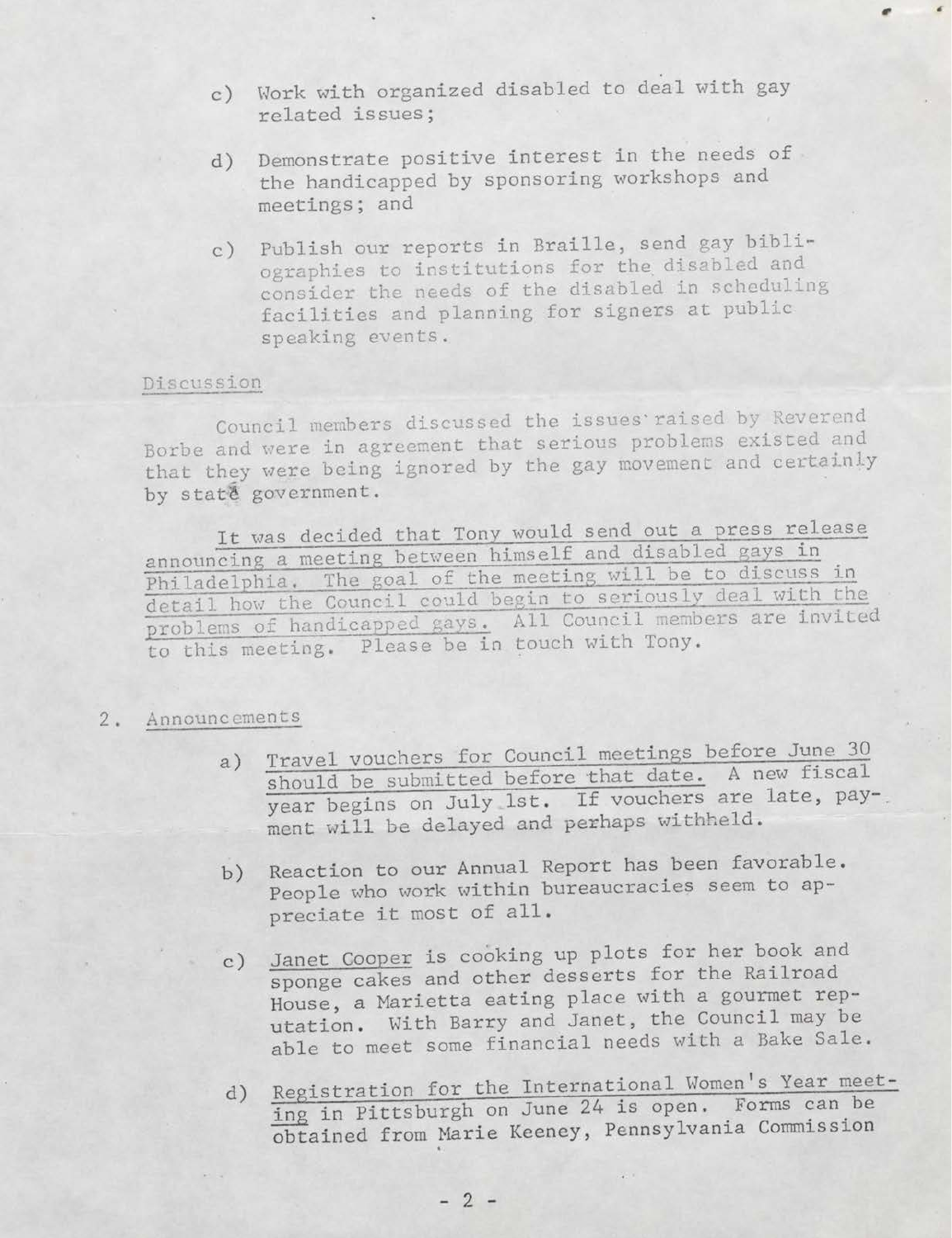c) Work with organized disabled to deal with gay related issues;

d) Demonstrate positive interest in the needs of the handicapped by sponsoring workshops and meetings; and

c) Publish our reports in Braille, send gay bibliographies to institutions for the disabled and consider the needs of the disabled in scheduling facilities and planning for signers at public speaking events.

Discussion

Council members discussed the issues raised by Reverend Borbe and were in agreement that serious problems existed and that they were being ignored by the gay movement and certainly by state government.

It was decided that Tony would send out a press release announcing a meeting between himself and disabled gays in Philadelphia. The goal of the meeting will be to discuss in detail how the Council could begin to seriously deal with the problems of handicapped gays. All Council members are invited to this meeting. Please be in touch with Tony.

2. Announcements

a) Travel vouchers for Council meetings before June 30 should be submitted before that date. A new fiscal year begins on July 1st. If vouchers are late, payment will be delayed and perhaps withheld.

b) Reaction to our Annual Report has been favorable. People who work within bureaucracies seem to appreciate it most of all.

c) Janet Cooper is cooking up plots for her book and sponge cakes and other desserts for the Railroad House, a Marietta eating place with a gourmet reputation. With Barry and Janet, the Council may be able to meet some financial needs with a Bake Sale.

d) Registration for the International Women's Year meeting in Pittsburgh on June 24 is open. Forms can be obtained from Marie Keeney, Pennsylvania Commission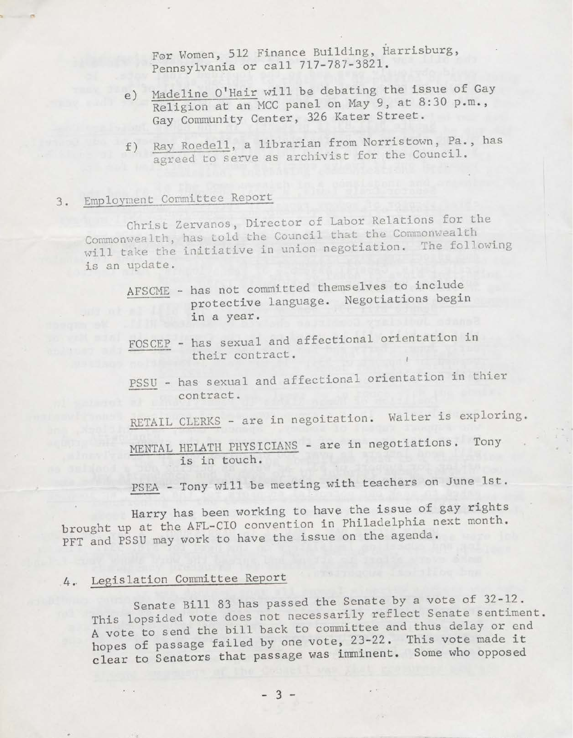For Women, 512 Finance Building, Harrisburg, Pennsylvania or call 717-787-3821.

e) Madeline O'Hair will be debating the issue of Gay Religion at an MCC panel on May 9, at 8:30 p.m., Gay Community Center, 326 Kater Street.

f) Ray Roedell, a librarian from Norristown, Pa., has agreed to serve as archivist for the Council.

3. Employment Committee Report

Christ Zervanos, Director of Labor Relations for the Commonwealth, has told the Council that the Commonwealth will take the initiative in union negotiation. The following is an update.

AFSCME - has not committed themselves to include protective language. Negotiations begin in a year.

FOSCEP - has sexual and affectional orientation in their contract.

PSSU - has sexual and affectional orientation in thier contract.

RETAIL CLERKS - are in negoitation. Walter is exploring.

MENTAL HELATH PHYSICIANS - are in negotiations. Tony is in touch.

PSEA - Tony will be meeting with teachers on June 1st.

Harry has been working to have the issue of gay rights brought up at the AFL-CIO convention in Philadelphia next month. PFT and PSSU may work to have the issue on the agenda.

4. Legislation Committee Report

Senate Bill 83 has passed the Senate by a vote of 32-12. This lopsided vote does not necessarily reflect Senate sentiment. A vote to send the bill back to committee and thus delay or end hopes of passage failed by one vote, 23-22. This vote made it clear to Senators that passage was imminent. Some who opposed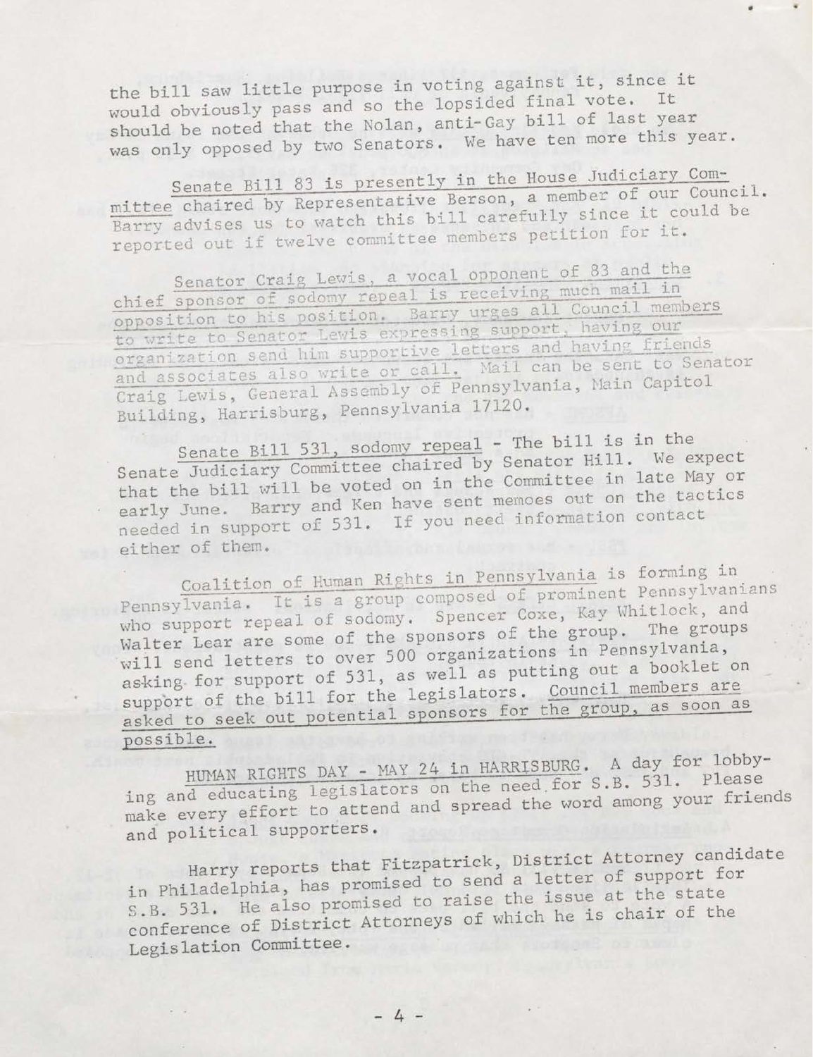the bill saw little purpose in voting against it, since it would obviously pass and so the lopsided final vote. It should be noted that the Nolan, anti-Gay bill of last year was only opposed by two Senators. We have ten more this year.

Senate Bill 83 is presently in the House Judiciary Committee chaired by Representative Berson, a member of our Council. Barry advises us to watch this bill carefully since it could be reported out if twelve committee members petition for it.

Senator Craig Lewis, a vocal opponent of 83 and the chief sponsor of sodomy repeal is receiving much mail in opposition to his position. Barry urges all Council members to write to Senator Lewis expressing support, having our organization send him supportive letters and having friends and associates also write or call. Mail can be sent to Senator Craig Lewis, General Assembly of Pennsylvania, Main Capitol Building, Harrisburg, Pennsylvania 17120.

Senate Bill 531, sodomy repeal - The bill is in the Senate Judiciary Committee chaired by Senator Hill. We expect that the bill will be voted on in the Committee in late May or early June. Barry and Ken have sent memoes out on the tactics needed in support of 531. If you need information contact either of them.

Coalition of Human Rights in Pennsylvania is forming in Pennsylvania. It is a group composed of prominent Pennsylvanians who support repeal of sodomy. Spencer Coxe, Kay Whitlock, and Walter Lear are some of the sponsors of the group. The groups will send letters to over 500 organizations in Pennsylvania, asking for support of 531, as well as putting out a booklet on support of the bill for the legislators. Council members are asked to seek out potential sponsors for the group, as soon as possible.

HUMAN RIGHTS DAY - MAY 24 in HARRISBURG. A day for lobbying and educating legislators on the need for S.B. 531. Please make every effort to attend and spread the word among your friends and political supporters.

Harry reports that Fitzpatrick, District Attorney candidate in Philadelphia, has promised to send a letter of support for S.B. 531. He also promised to raise the issue at the state conference of District Attorneys of which he is chair of the Legislation Committee.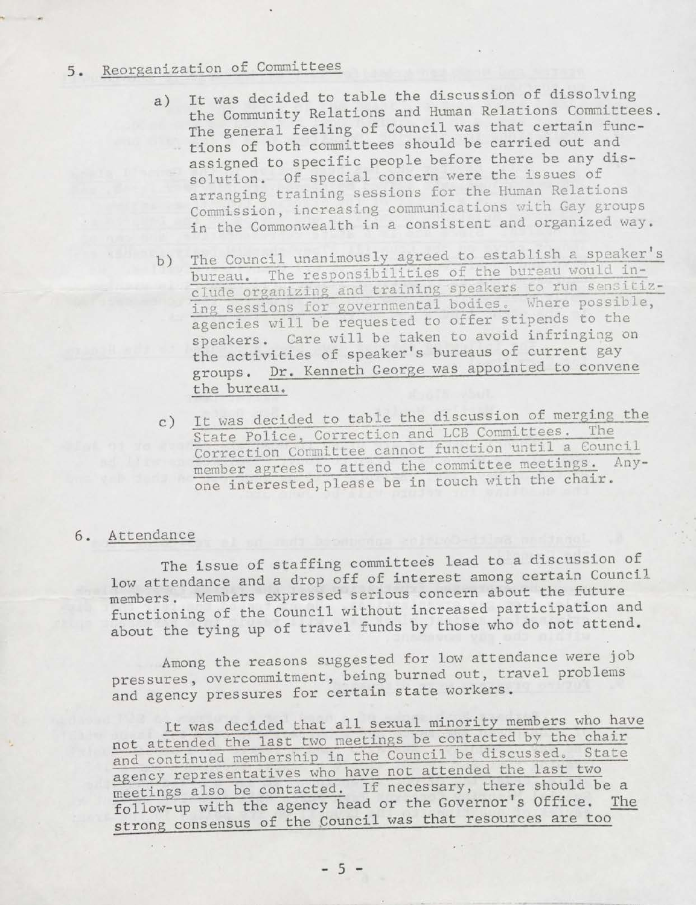5. Reorganization of Committees

a) It was decided to table the discussion of dissolving the Community Relations and Human Relations Committees. The general feeling of Council was that certain functions of both committees should be carried out and assigned to specific people before there be any dissolution. Of special concern were the issues of arranging training sessions for the Human Relations Commission, increasing communications with Gay groups in the Commonwealth in a consistent and organized way.

b) The Council unanimously agreed to establish a speaker's bureau. The responsibilities of the bureau would include organizing and training speakers to run sensitizing sessions for governmental bodies. Where possible, agencies will be requested to offer stipends to the speakers. Care will be taken to avoid infringing on the activities of speaker's bureaus of current gay groups. Dr. Kenneth George was appointed to convene the bureau.

c) It was decided to table the discussion of merging the State Police, Correction and LCB Committees. The Correction Committee cannot function until a Council member agrees to attend the committee meetings. Anyone interested, please be in touch with the chair.

6. Attendance

The issue of staffing committees lead to a discussion of low attendance and a drop off of interest among certain Council members. Members expressed serious concern about the future functioning of the Council without increased participation and about the tying up of travel funds by those who do not attend.

Among the reasons suggested for low attendance were job pressures, overcommitment, being burned out, travel problems and agency pressures for certain state workers.

It was decided that all sexual minority members who have not attended the last two meetings be contacted by the chair and continued membership in the Council be discussed. State agency representatives who have not attended the last two meetings also be contacted. If necessary, there should be a follow-up with the agency head or the Governor's Office. The strong consensus of the Council was that resources are too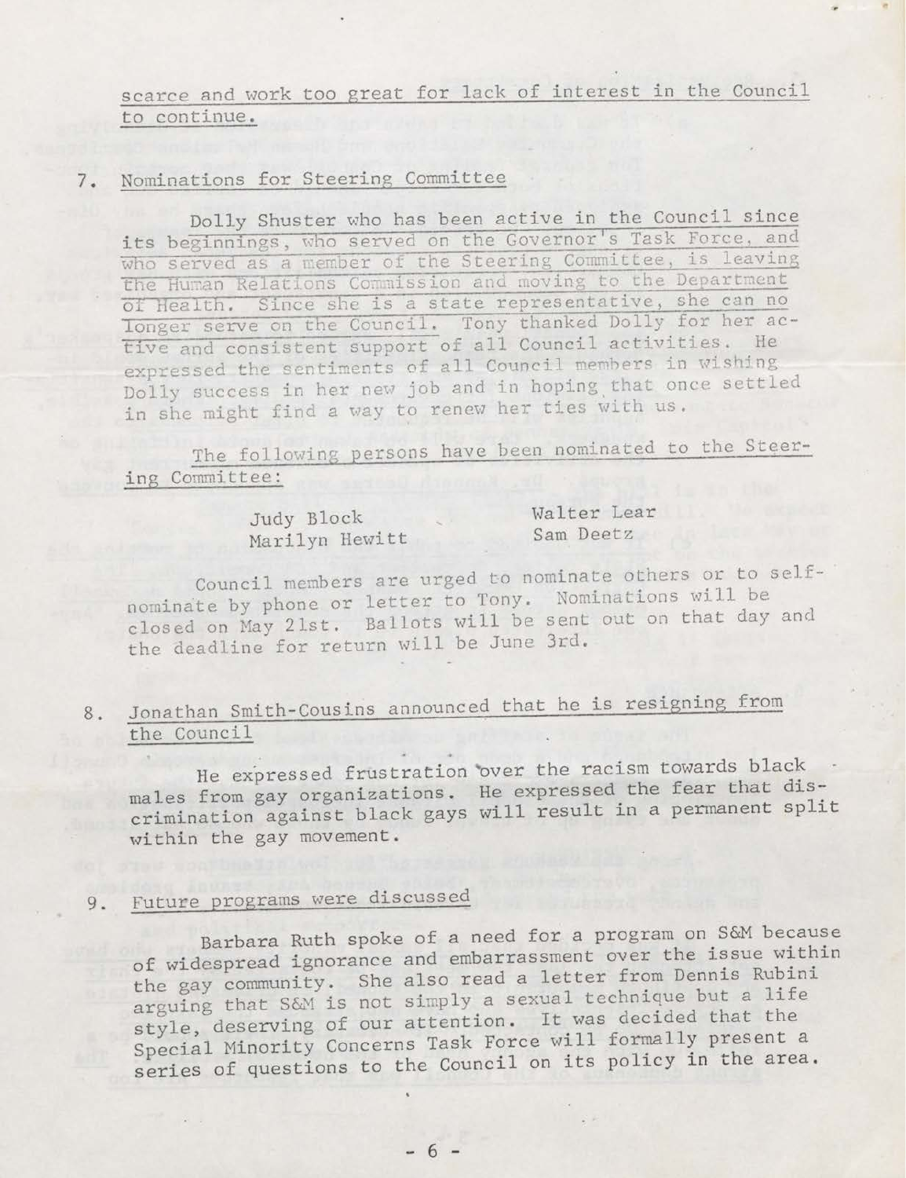scarce and work too great for lack of interest in the Council to continue.

7. Nominations for Steering Committee

Dolly Shuster who has been active in the Council since its beginnings, who served on the Governor's Task Force, and who served as a member of the Steering Committee, is leaving the Human Relations Commission and moving to the Department of Health. Since she is a state representative, she can no longer serve on the Council. Tony thanked Dolly for her active and consistent support of all Council activities. He expressed the sentiments of all Council members in wishing Dolly success in her new job and in hoping that once settled in she might find a way to renew her ties with us.

The following persons have been nominated to the Steering Committee:

| | |
|---|---|
| Judy Block | Walter Lear |
| Marilyn Hewitt | Sam Deetz |

Council members are urged to nominate others or to self-nominate by phone or letter to Tony. Nominations will be closed on May 21st. Ballots will be sent out on that day and the deadline for return will be June 3rd.

8. Jonathan Smith-Cousins announced that he is resigning from the Council.

He expressed frustration over the racism towards black males from gay organizations. He expressed the fear that discrimination against black gays will result in a permanent split within the gay movement.

9. Future programs were discussed

Barbara Ruth spoke of a need for a program on S&M because of widespread ignorance and embarrassment over the issue within the gay community. She also read a letter from Dennis Rubini arguing that S&M is not simply a sexual technique but a life style, deserving of our attention. It was decided that the Special Minority Concerns Task Force will formally present a series of questions to the Council on its policy in the area.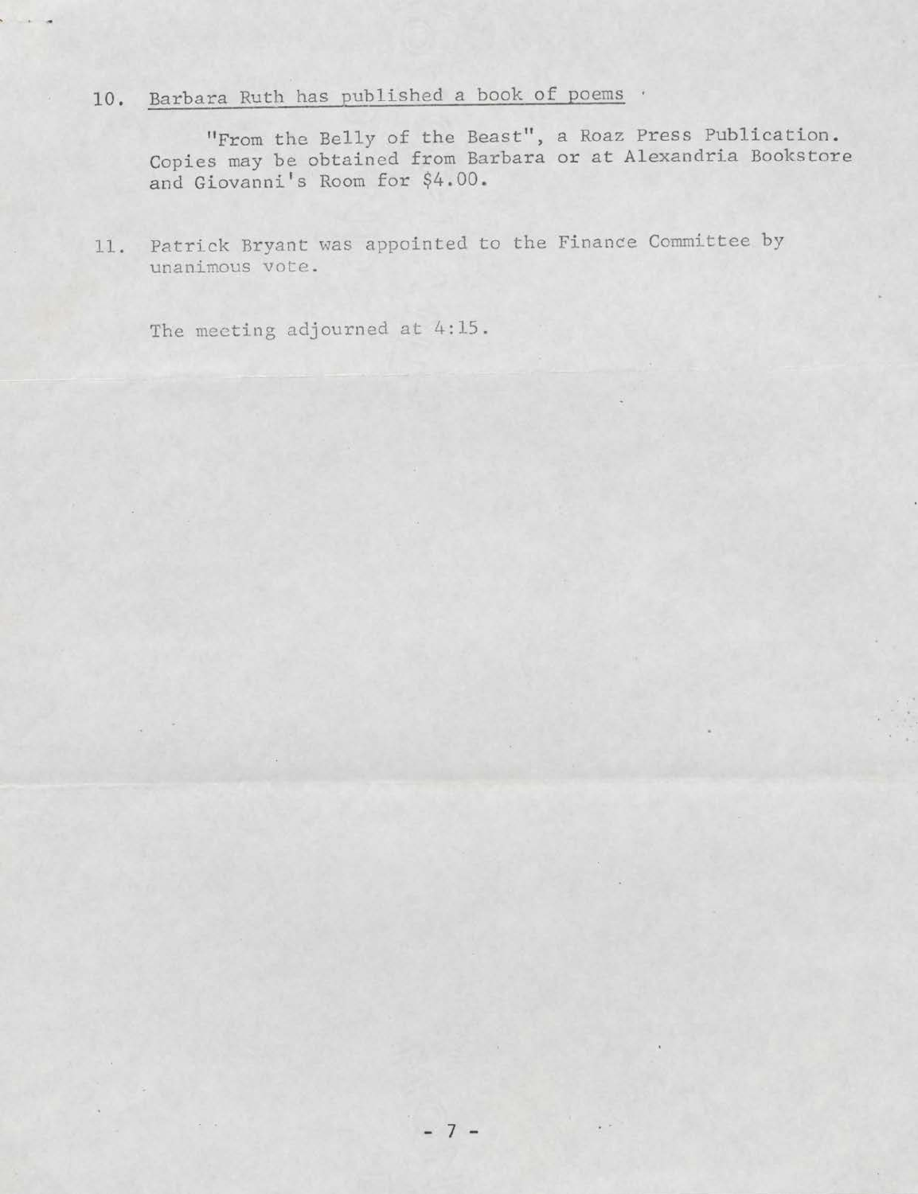10. <u>Barbara Ruth has published a book of poems</u>

    "From the Belly of the Beast", a Roaz Press Publication. Copies may be obtained from Barbara or at Alexandria Bookstore and Giovanni's Room for $4.00.

11. Patrick Bryant was appointed to the Finance Committee by unanimous vote.

The meeting adjourned at 4:15.